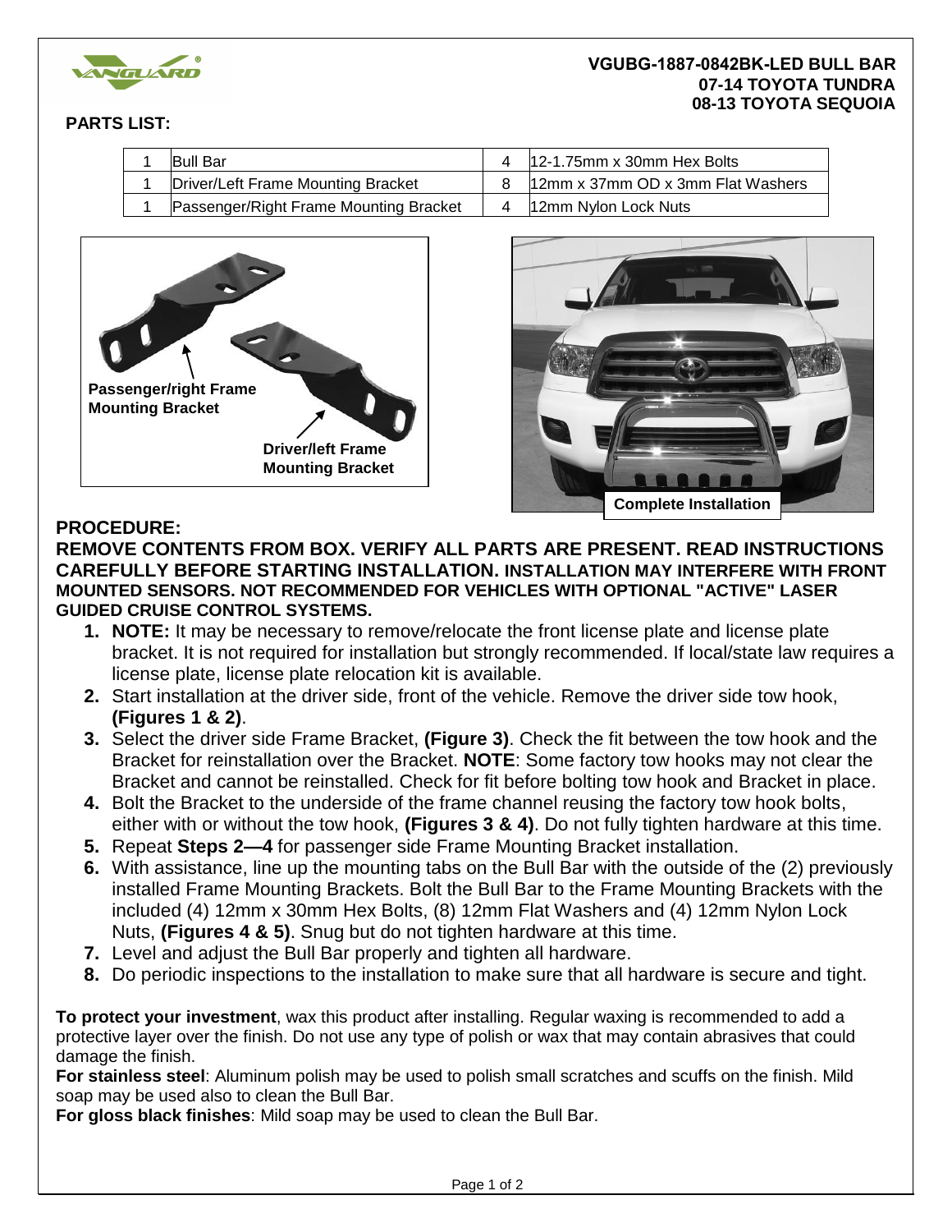**VGUBG-1887-0842BK-LED BULL BAR**
**07-14 TOYOTA TUNDRA**
**08-13 TOYOTA SEQUOIA**

**PARTS LIST:**

| | | | |
|---|---|---|---|
| 1 | Bull Bar | 4 | 12-1.75mm x 30mm Hex Bolts |
| 1 | Driver/Left Frame Mounting Bracket | 8 | 12mm x 37mm OD x 3mm Flat Washers |
| 1 | Passenger/Right Frame Mounting Bracket | 4 | 12mm Nylon Lock Nuts |

**Passenger/right Frame Mounting Bracket**

**Driver/left Frame Mounting Bracket**

**Complete Installation**

**PROCEDURE:**

**REMOVE CONTENTS FROM BOX. VERIFY ALL PARTS ARE PRESENT. READ INSTRUCTIONS CAREFULLY BEFORE STARTING INSTALLATION. INSTALLATION MAY INTERFERE WITH FRONT MOUNTED SENSORS. NOT RECOMMENDED FOR VEHICLES WITH OPTIONAL "ACTIVE" LASER GUIDED CRUISE CONTROL SYSTEMS.**

1. **NOTE:** It may be necessary to remove/relocate the front license plate and license plate bracket. It is not required for installation but strongly recommended. If local/state law requires a license plate, license plate relocation kit is available.
2. Start installation at the driver side, front of the vehicle. Remove the driver side tow hook, **(Figures 1 & 2)**.
3. Select the driver side Frame Bracket, **(Figure 3)**. Check the fit between the tow hook and the Bracket for reinstallation over the Bracket. **NOTE**: Some factory tow hooks may not clear the Bracket and cannot be reinstalled. Check for fit before bolting tow hook and Bracket in place.
4. Bolt the Bracket to the underside of the frame channel reusing the factory tow hook bolts, either with or without the tow hook, **(Figures 3 & 4)**. Do not fully tighten hardware at this time.
5. Repeat **Steps 2—4** for passenger side Frame Mounting Bracket installation.
6. With assistance, line up the mounting tabs on the Bull Bar with the outside of the (2) previously installed Frame Mounting Brackets. Bolt the Bull Bar to the Frame Mounting Brackets with the included (4) 12mm x 30mm Hex Bolts, (8) 12mm Flat Washers and (4) 12mm Nylon Lock Nuts, **(Figures 4 & 5)**. Snug but do not tighten hardware at this time.
7. Level and adjust the Bull Bar properly and tighten all hardware.
8. Do periodic inspections to the installation to make sure that all hardware is secure and tight.

**To protect your investment**, wax this product after installing. Regular waxing is recommended to add a protective layer over the finish. Do not use any type of polish or wax that may contain abrasives that could damage the finish.

**For stainless steel**: Aluminum polish may be used to polish small scratches and scuffs on the finish. Mild soap may be used also to clean the Bull Bar.

**For gloss black finishes**: Mild soap may be used to clean the Bull Bar.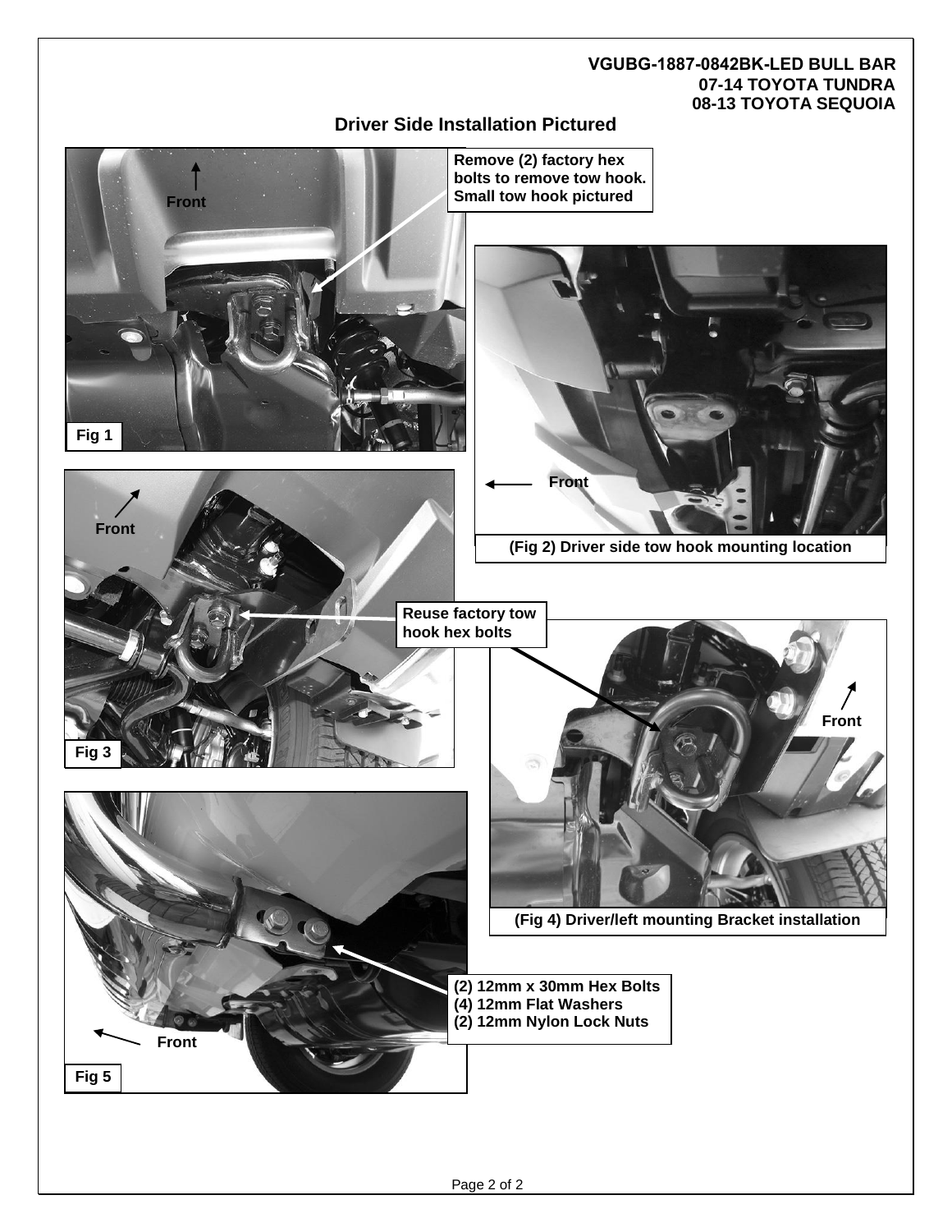**VGUBG-1887-0842BK-LED BULL BAR**
**07-14 TOYOTA TUNDRA**
**08-13 TOYOTA SEQUOIA**

## Driver Side Installation Pictured

Front

Remove (2) factory hex bolts to remove tow hook. Small tow hook pictured

Fig 1

Front

(Fig 2) Driver side tow hook mounting location

Front

Reuse factory tow hook hex bolts

Fig 3

Front

(Fig 4) Driver/left mounting Bracket installation

(2) 12mm x 30mm Hex Bolts
(4) 12mm Flat Washers
(2) 12mm Nylon Lock Nuts

Front

Fig 5